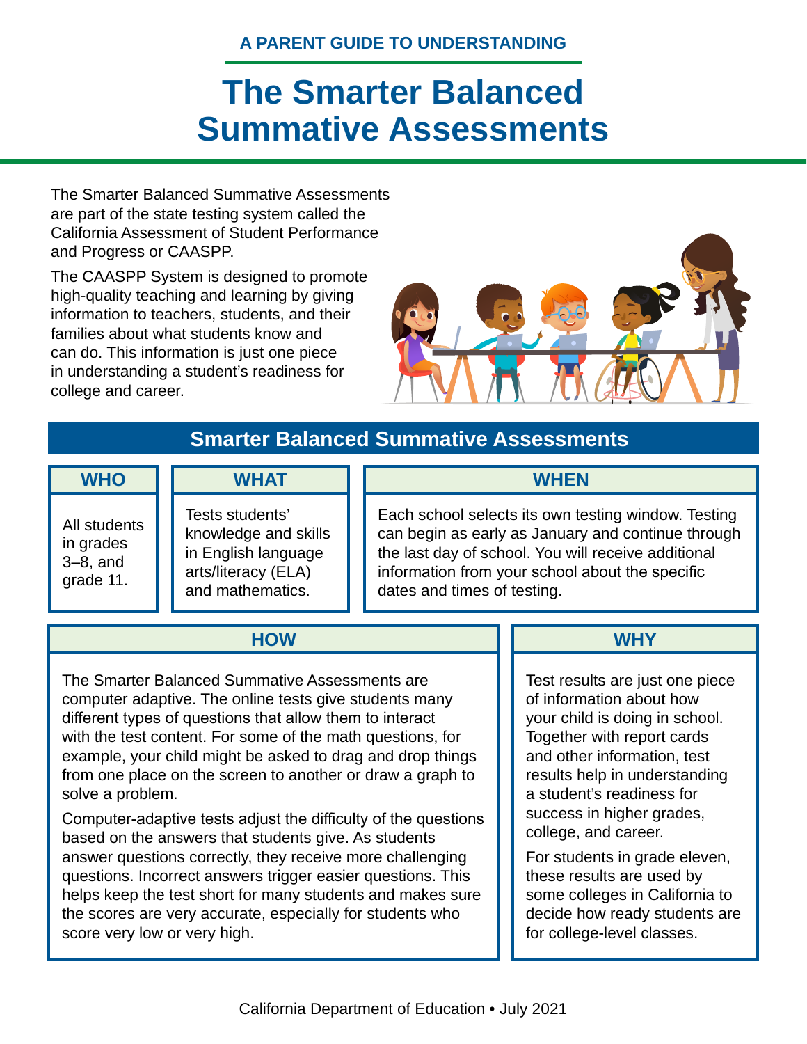A PARENT GUIDE TO UNDERSTANDING

# The Smarter Balanced Summative Assessments

The Smarter Balanced Summative Assessments are part of the state testing system called the California Assessment of Student Performance and Progress or CAASPP.

The CAASPP System is designed to promote high-quality teaching and learning by giving information to teachers, students, and their families about what students know and can do. This information is just one piece in understanding a student's readiness for college and career.

## Smarter Balanced Summative Assessments

### WHO

All students in grades 3–8, and grade 11.

### WHAT

Tests students' knowledge and skills in English language arts/literacy (ELA) and mathematics.

### WHEN

Each school selects its own testing window. Testing can begin as early as January and continue through the last day of school. You will receive additional information from your school about the specific dates and times of testing.

### HOW

The Smarter Balanced Summative Assessments are computer adaptive. The online tests give students many different types of questions that allow them to interact with the test content. For some of the math questions, for example, your child might be asked to drag and drop things from one place on the screen to another or draw a graph to solve a problem.

Computer-adaptive tests adjust the difficulty of the questions based on the answers that students give. As students answer questions correctly, they receive more challenging questions. Incorrect answers trigger easier questions. This helps keep the test short for many students and makes sure the scores are very accurate, especially for students who score very low or very high.

### WHY

Test results are just one piece of information about how your child is doing in school. Together with report cards and other information, test results help in understanding a student's readiness for success in higher grades, college, and career.

For students in grade eleven, these results are used by some colleges in California to decide how ready students are for college-level classes.

California Department of Education • July 2021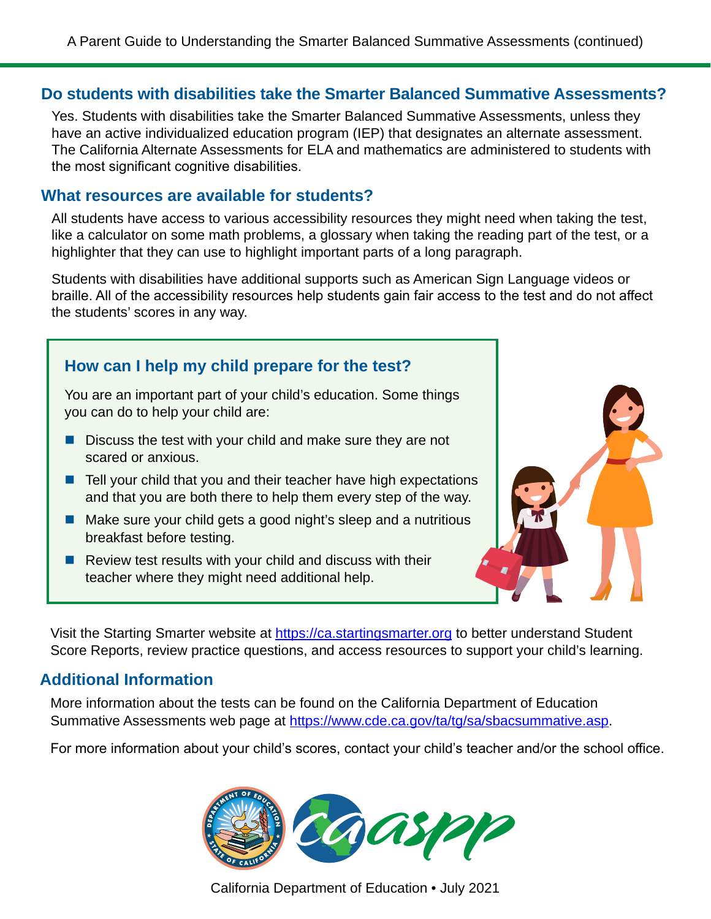## Do students with disabilities take the Smarter Balanced Summative Assessments?

Yes. Students with disabilities take the Smarter Balanced Summative Assessments, unless they have an active individualized education program (IEP) that designates an alternate assessment. The California Alternate Assessments for ELA and mathematics are administered to students with the most significant cognitive disabilities.

## What resources are available for students?

All students have access to various accessibility resources they might need when taking the test, like a calculator on some math problems, a glossary when taking the reading part of the test, or a highlighter that they can use to highlight important parts of a long paragraph.

Students with disabilities have additional supports such as American Sign Language videos or braille. All of the accessibility resources help students gain fair access to the test and do not affect the students' scores in any way.

### How can I help my child prepare for the test?

You are an important part of your child's education. Some things you can do to help your child are:

- Discuss the test with your child and make sure they are not scared or anxious.
- Tell your child that you and their teacher have high expectations and that you are both there to help them every step of the way.
- Make sure your child gets a good night's sleep and a nutritious breakfast before testing.
- Review test results with your child and discuss with their teacher where they might need additional help.

Visit the Starting Smarter website at https://ca.startingsmarter.org to better understand Student Score Reports, review practice questions, and access resources to support your child's learning.

## Additional Information

More information about the tests can be found on the California Department of Education Summative Assessments web page at https://www.cde.ca.gov/ta/tg/sa/sbacsummative.asp.

For more information about your child's scores, contact your child's teacher and/or the school office.

California Department of Education • July 2021